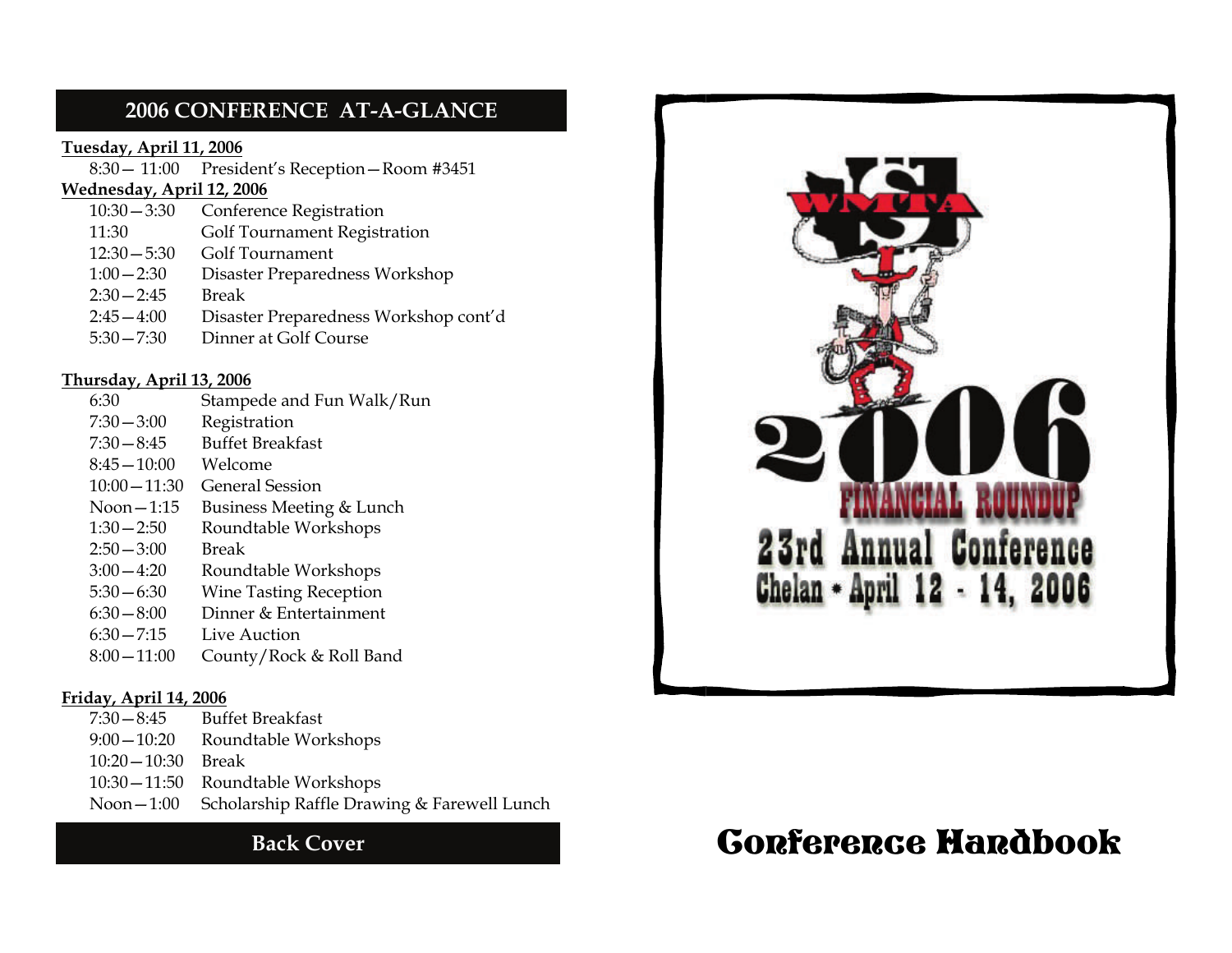## 2006 CONFERENCE AT-A-GLANCE

**Tuesday, April 11, 2006**

| | |
|---|---|
| 8:30— 11:00 | President's Reception—Room #3451 |

**Wednesday, April 12, 2006**

| | |
|---|---|
| 10:30—3:30 | Conference Registration |
| 11:30 | Golf Tournament Registration |
| 12:30—5:30 | Golf Tournament |
| 1:00—2:30 | Disaster Preparedness Workshop |
| 2:30—2:45 | Break |
| 2:45—4:00 | Disaster Preparedness Workshop cont'd |
| 5:30—7:30 | Dinner at Golf Course |

**Thursday, April 13, 2006**

| | |
|---|---|
| 6:30 | Stampede and Fun Walk/Run |
| 7:30—3:00 | Registration |
| 7:30—8:45 | Buffet Breakfast |
| 8:45—10:00 | Welcome |
| 10:00—11:30 | General Session |
| Noon—1:15 | Business Meeting & Lunch |
| 1:30—2:50 | Roundtable Workshops |
| 2:50—3:00 | Break |
| 3:00—4:20 | Roundtable Workshops |
| 5:30—6:30 | Wine Tasting Reception |
| 6:30—8:00 | Dinner & Entertainment |
| 6:30—7:15 | Live Auction |
| 8:00—11:00 | County/Rock & Roll Band |

**Friday, April 14, 2006**

| | |
|---|---|
| 7:30—8:45 | Buffet Breakfast |
| 9:00—10:20 | Roundtable Workshops |
| 10:20—10:30 | Break |
| 10:30—11:50 | Roundtable Workshops |
| Noon—1:00 | Scholarship Raffle Drawing & Farewell Lunch |

**Back Cover**

WMTA

# 2006 FINANCIAL ROUNDUP

## 23rd Annual Conference

Chelan • April 12 - 14, 2006

# Conference Handbook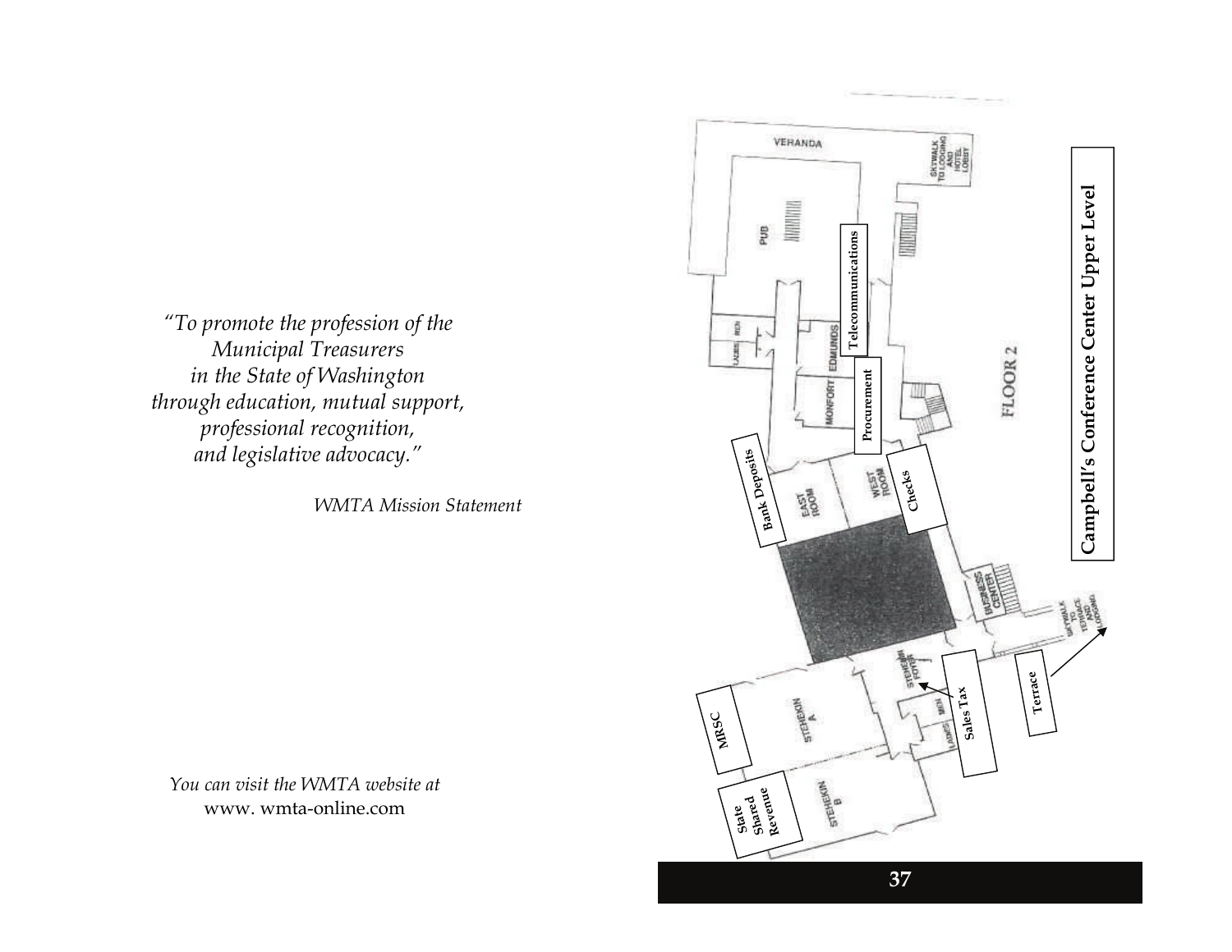*"To promote the profession of the*
*Municipal Treasurers*
*in the State of Washington*
*through education, mutual support,*
*professional recognition,*
*and legislative advocacy."*

*WMTA Mission Statement*

*You can visit the WMTA website at*
www. wmta-online.com

## Campbell's Conference Center Upper Level

FLOOR 2

VERANDA

SKYWALK TO LODGING AND HOTEL LOBBY

PUB

LADIES MEN

EDMUNDS

MONFORT

**Telecommunications**

**Procurement**

**Bank Deposits**

EAST ROOM

WEST ROOM

**Checks**

BUSINESS CENTER

SKYWALK TO TERRACE AND LODGING

**Terrace**

STEHEKIN FOYER

**Sales Tax**

MEN

LADIES

**MRSC**

STEHEKIN A

**State Shared Revenue**

STEHEKIN B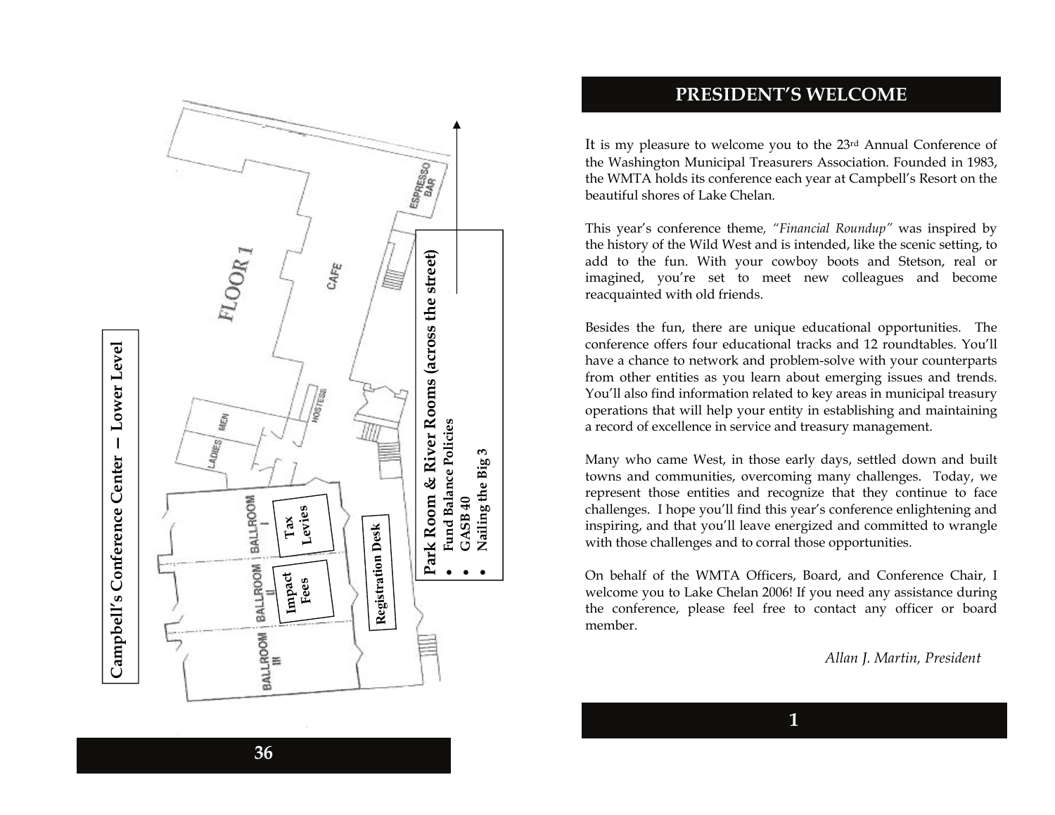## Campbell's Conference Center – Lower Level

FLOOR 1

CAFE

ESPRESSO BAR

HOSTESS

LADIES

MEN

BALLROOM I — Tax Levies

BALLROOM II — Impact Fees

BALLROOM III

Registration Desk

**Park Room & River Rooms (across the street)**

- **Fund Balance Policies**
- **GASB 40**
- **Nailing the Big 3**

# PRESIDENT'S WELCOME

It is my pleasure to welcome you to the 23rd Annual Conference of the Washington Municipal Treasurers Association. Founded in 1983, the WMTA holds its conference each year at Campbell's Resort on the beautiful shores of Lake Chelan.

This year's conference theme, *"Financial Roundup"* was inspired by the history of the Wild West and is intended, like the scenic setting, to add to the fun. With your cowboy boots and Stetson, real or imagined, you're set to meet new colleagues and become reacquainted with old friends.

Besides the fun, there are unique educational opportunities. The conference offers four educational tracks and 12 roundtables. You'll have a chance to network and problem-solve with your counterparts from other entities as you learn about emerging issues and trends. You'll also find information related to key areas in municipal treasury operations that will help your entity in establishing and maintaining a record of excellence in service and treasury management.

Many who came West, in those early days, settled down and built towns and communities, overcoming many challenges. Today, we represent those entities and recognize that they continue to face challenges. I hope you'll find this year's conference enlightening and inspiring, and that you'll leave energized and committed to wrangle with those challenges and to corral those opportunities.

On behalf of the WMTA Officers, Board, and Conference Chair, I welcome you to Lake Chelan 2006! If you need any assistance during the conference, please feel free to contact any officer or board member.

*Allan J. Martin, President*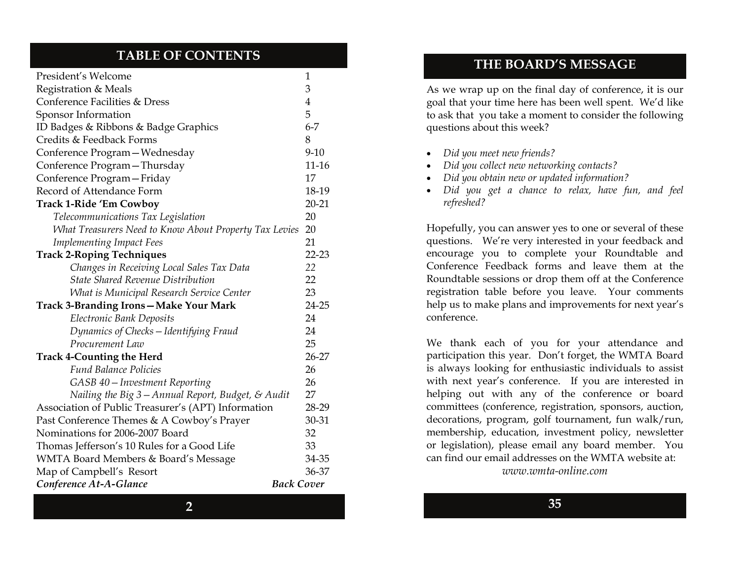## TABLE OF CONTENTS

| | |
|---|---|
| President's Welcome | 1 |
| Registration & Meals | 3 |
| Conference Facilities & Dress | 4 |
| Sponsor Information | 5 |
| ID Badges & Ribbons & Badge Graphics | 6-7 |
| Credits & Feedback Forms | 8 |
| Conference Program—Wednesday | 9-10 |
| Conference Program—Thursday | 11-16 |
| Conference Program—Friday | 17 |
| Record of Attendance Form | 18-19 |
| **Track 1-Ride 'Em Cowboy** | 20-21 |
| *Telecommunications Tax Legislation* | 20 |
| *What Treasurers Need to Know About Property Tax Levies* | 20 |
| *Implementing Impact Fees* | 21 |
| **Track 2-Roping Techniques** | 22-23 |
| *Changes in Receiving Local Sales Tax Data* | *22* |
| *State Shared Revenue Distribution* | 22 |
| *What is Municipal Research Service Center* | 23 |
| **Track 3-Branding Irons—Make Your Mark** | 24-25 |
| *Electronic Bank Deposits* | 24 |
| *Dynamics of Checks—Identifying Fraud* | 24 |
| *Procurement Law* | 25 |
| **Track 4-Counting the Herd** | 26-27 |
| *Fund Balance Policies* | 26 |
| *GASB 40—Investment Reporting* | 26 |
| *Nailing the Big 3—Annual Report, Budget, & Audit* | 27 |
| Association of Public Treasurer's (APT) Information | 28-29 |
| Past Conference Themes & A Cowboy's Prayer | 30-31 |
| Nominations for 2006-2007 Board | 32 |
| Thomas Jefferson's 10 Rules for a Good Life | 33 |
| WMTA Board Members & Board's Message | 34-35 |
| Map of Campbell's Resort | 36-37 |
| ***Conference At-A-Glance*** | ***Back Cover*** |

## THE BOARD'S MESSAGE

As we wrap up on the final day of conference, it is our goal that your time here has been well spent. We'd like to ask that you take a moment to consider the following questions about this week?

- *Did you meet new friends?*
- *Did you collect new networking contacts?*
- *Did you obtain new or updated information?*
- *Did you get a chance to relax, have fun, and feel refreshed?*

Hopefully, you can answer yes to one or several of these questions. We're very interested in your feedback and encourage you to complete your Roundtable and Conference Feedback forms and leave them at the Roundtable sessions or drop them off at the Conference registration table before you leave. Your comments help us to make plans and improvements for next year's conference.

We thank each of you for your attendance and participation this year. Don't forget, the WMTA Board is always looking for enthusiastic individuals to assist with next year's conference. If you are interested in helping out with any of the conference or board committees (conference, registration, sponsors, auction, decorations, program, golf tournament, fun walk/run, membership, education, investment policy, newsletter or legislation), please email any board member. You can find our email addresses on the WMTA website at:

*www.wmta-online.com*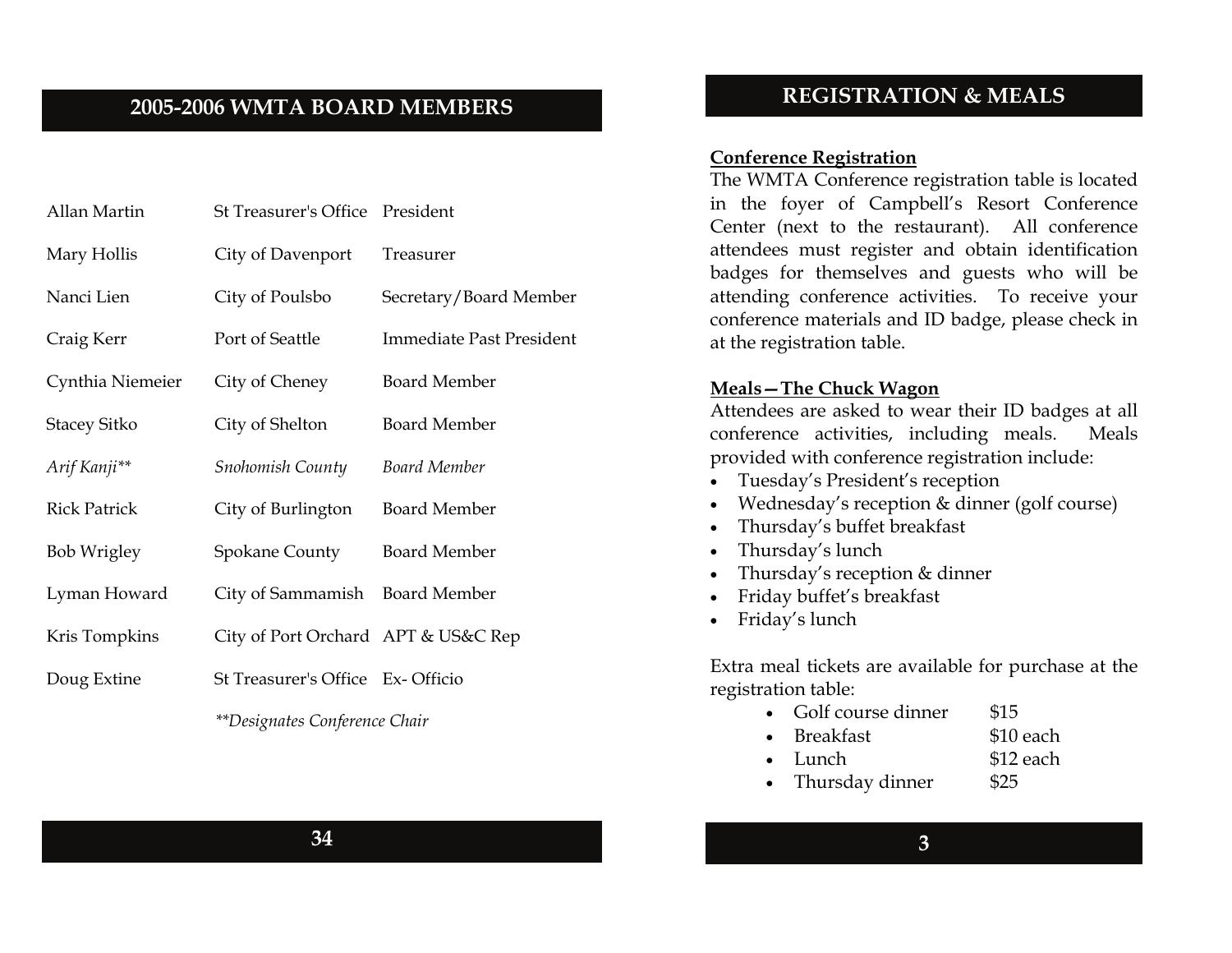## 2005-2006 WMTA BOARD MEMBERS

| | | |
|---|---|---|
| Allan Martin | St Treasurer's Office | President |
| Mary Hollis | City of Davenport | Treasurer |
| Nanci Lien | City of Poulsbo | Secretary/Board Member |
| Craig Kerr | Port of Seattle | Immediate Past President |
| Cynthia Niemeier | City of Cheney | Board Member |
| Stacey Sitko | City of Shelton | Board Member |
| *Arif Kanji*** | *Snohomish County* | *Board Member* |
| Rick Patrick | City of Burlington | Board Member |
| Bob Wrigley | Spokane County | Board Member |
| Lyman Howard | City of Sammamish | Board Member |
| Kris Tompkins | City of Port Orchard | APT & US&C Rep |
| Doug Extine | St Treasurer's Office | Ex- Officio |

*\*\*Designates Conference Chair*

## REGISTRATION & MEALS

**Conference Registration**

The WMTA Conference registration table is located in the foyer of Campbell's Resort Conference Center (next to the restaurant). All conference attendees must register and obtain identification badges for themselves and guests who will be attending conference activities. To receive your conference materials and ID badge, please check in at the registration table.

**Meals—The Chuck Wagon**

Attendees are asked to wear their ID badges at all conference activities, including meals. Meals provided with conference registration include:

- Tuesday's President's reception
- Wednesday's reception & dinner (golf course)
- Thursday's buffet breakfast
- Thursday's lunch
- Thursday's reception & dinner
- Friday buffet's breakfast
- Friday's lunch

Extra meal tickets are available for purchase at the registration table:

- Golf course dinner $15
- Breakfast $10 each
- Lunch $12 each
- Thursday dinner $25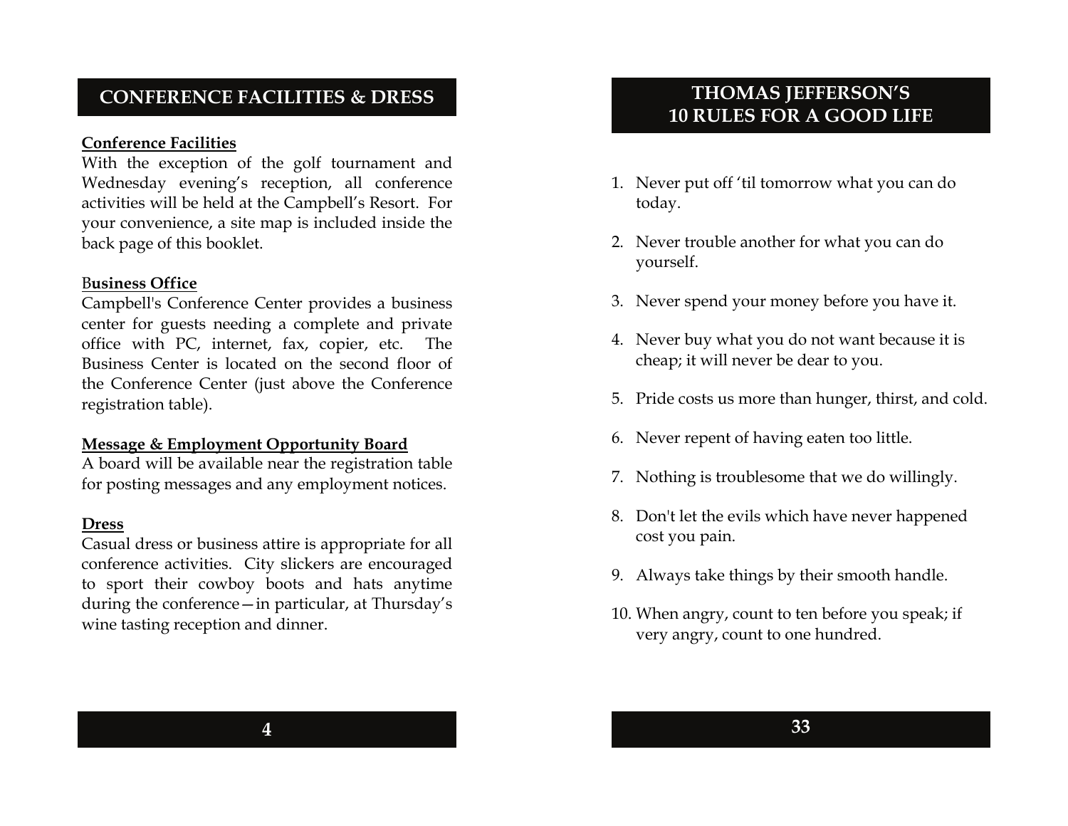## CONFERENCE FACILITIES & DRESS

**Conference Facilities**

With the exception of the golf tournament and Wednesday evening's reception, all conference activities will be held at the Campbell's Resort. For your convenience, a site map is included inside the back page of this booklet.

**Business Office**

Campbell's Conference Center provides a business center for guests needing a complete and private office with PC, internet, fax, copier, etc. The Business Center is located on the second floor of the Conference Center (just above the Conference registration table).

**Message & Employment Opportunity Board**

A board will be available near the registration table for posting messages and any employment notices.

**Dress**

Casual dress or business attire is appropriate for all conference activities. City slickers are encouraged to sport their cowboy boots and hats anytime during the conference—in particular, at Thursday's wine tasting reception and dinner.

## THOMAS JEFFERSON'S 10 RULES FOR A GOOD LIFE

1. Never put off 'til tomorrow what you can do today.
2. Never trouble another for what you can do yourself.
3. Never spend your money before you have it.
4. Never buy what you do not want because it is cheap; it will never be dear to you.
5. Pride costs us more than hunger, thirst, and cold.
6. Never repent of having eaten too little.
7. Nothing is troublesome that we do willingly.
8. Don't let the evils which have never happened cost you pain.
9. Always take things by their smooth handle.
10. When angry, count to ten before you speak; if very angry, count to one hundred.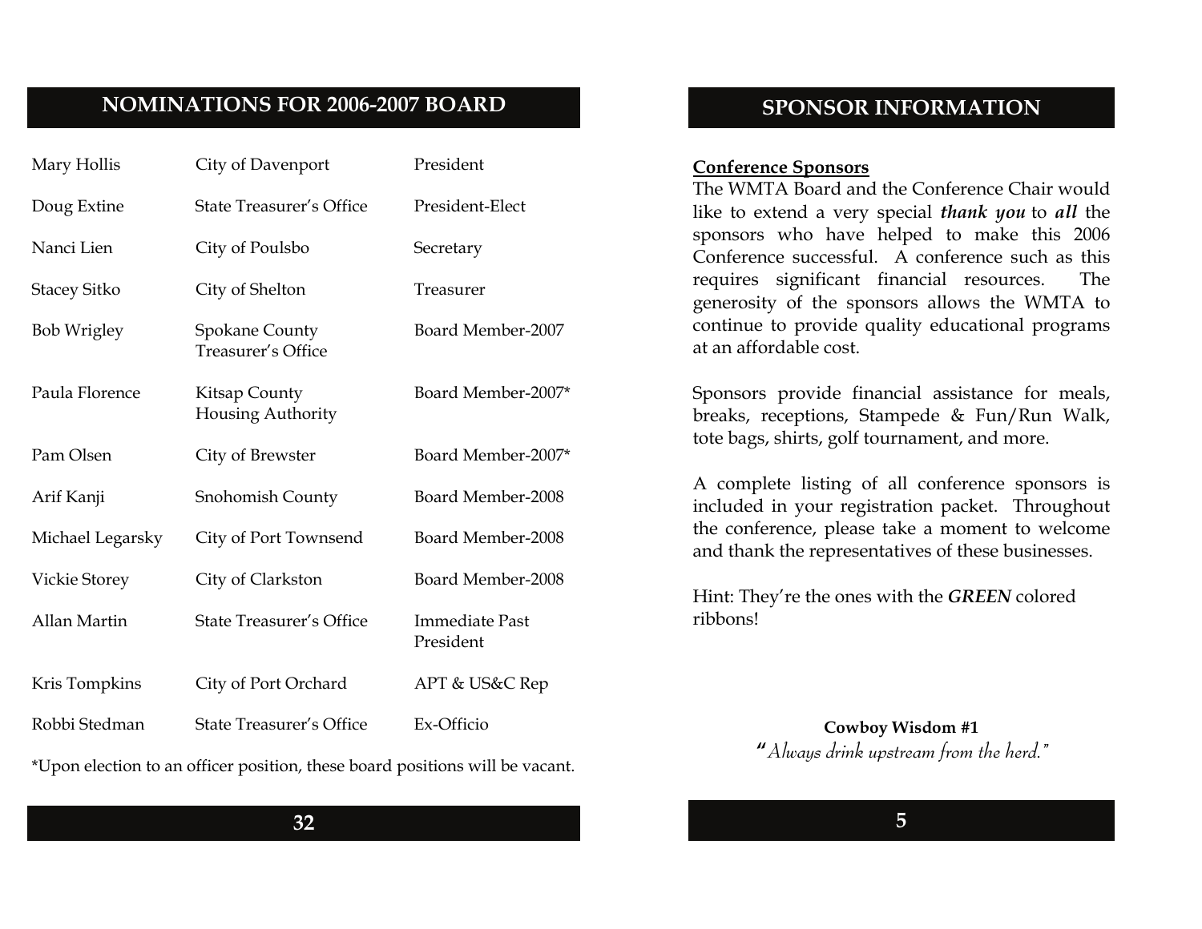## NOMINATIONS FOR 2006-2007 BOARD

| Name | Organization | Position |
|---|---|---|
| Mary Hollis | City of Davenport | President |
| Doug Extine | State Treasurer's Office | President-Elect |
| Nanci Lien | City of Poulsbo | Secretary |
| Stacey Sitko | City of Shelton | Treasurer |
| Bob Wrigley | Spokane County Treasurer's Office | Board Member-2007 |
| Paula Florence | Kitsap County Housing Authority | Board Member-2007* |
| Pam Olsen | City of Brewster | Board Member-2007* |
| Arif Kanji | Snohomish County | Board Member-2008 |
| Michael Legarsky | City of Port Townsend | Board Member-2008 |
| Vickie Storey | City of Clarkston | Board Member-2008 |
| Allan Martin | State Treasurer's Office | Immediate Past President |
| Kris Tompkins | City of Port Orchard | APT & US&C Rep |
| Robbi Stedman | State Treasurer's Office | Ex-Officio |

*Upon election to an officer position, these board positions will be vacant.

## SPONSOR INFORMATION

**Conference Sponsors**

The WMTA Board and the Conference Chair would like to extend a very special ***thank you*** to ***all*** the sponsors who have helped to make this 2006 Conference successful. A conference such as this requires significant financial resources. The generosity of the sponsors allows the WMTA to continue to provide quality educational programs at an affordable cost.

Sponsors provide financial assistance for meals, breaks, receptions, Stampede & Fun/Run Walk, tote bags, shirts, golf tournament, and more.

A complete listing of all conference sponsors is included in your registration packet. Throughout the conference, please take a moment to welcome and thank the representatives of these businesses.

Hint: They're the ones with the ***GREEN*** colored ribbons!

**Cowboy Wisdom #1**

*"Always drink upstream from the herd."*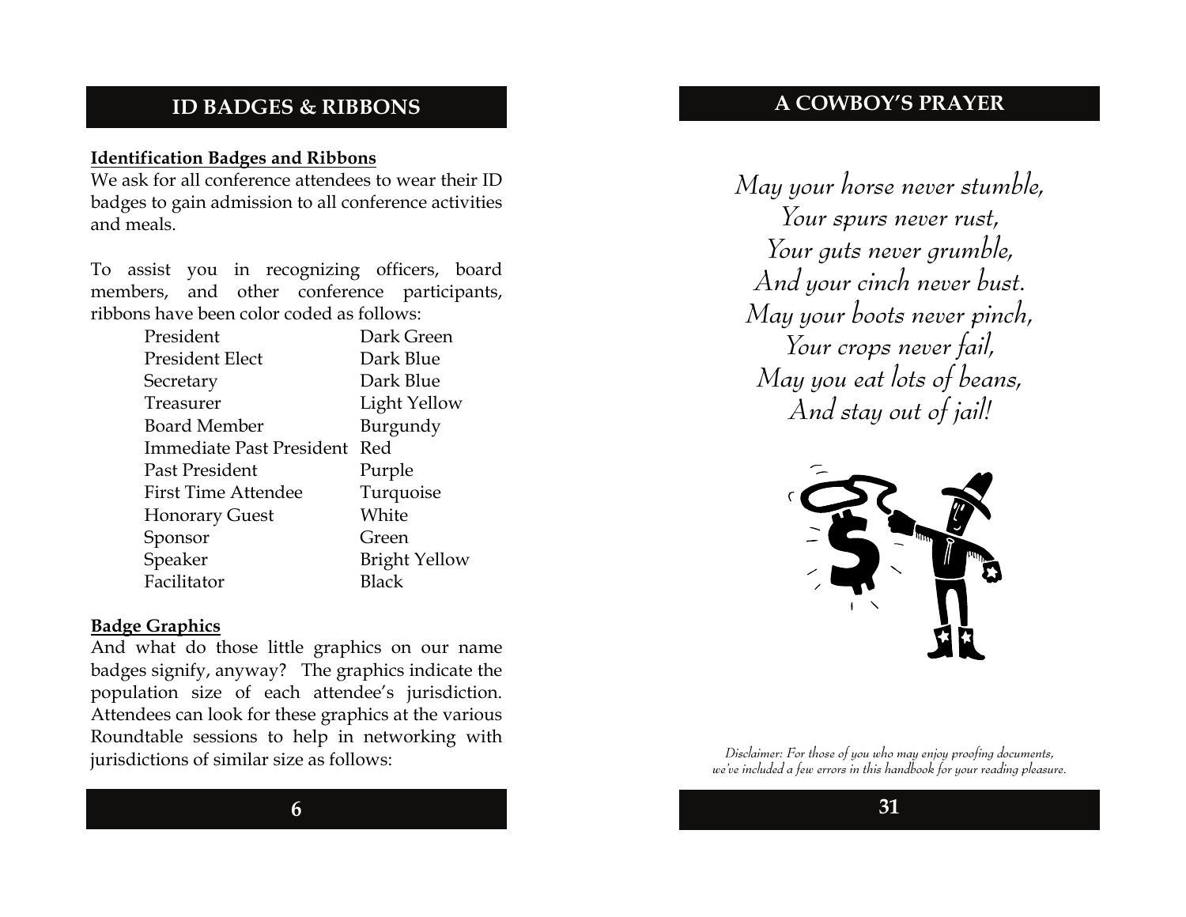## ID BADGES & RIBBONS

**Identification Badges and Ribbons**

We ask for all conference attendees to wear their ID badges to gain admission to all conference activities and meals.

To assist you in recognizing officers, board members, and other conference participants, ribbons have been color coded as follows:

| Role | Color |
|---|---|
| President | Dark Green |
| President Elect | Dark Blue |
| Secretary | Dark Blue |
| Treasurer | Light Yellow |
| Board Member | Burgundy |
| Immediate Past President | Red |
| Past President | Purple |
| First Time Attendee | Turquoise |
| Honorary Guest | White |
| Sponsor | Green |
| Speaker | Bright Yellow |
| Facilitator | Black |

**Badge Graphics**

And what do those little graphics on our name badges signify, anyway? The graphics indicate the population size of each attendee's jurisdiction. Attendees can look for these graphics at the various Roundtable sessions to help in networking with jurisdictions of similar size as follows:

## A COWBOY'S PRAYER

*May your horse never stumble,*
*Your spurs never rust,*
*Your guts never grumble,*
*And your cinch never bust.*
*May your boots never pinch,*
*Your crops never fail,*
*May you eat lots of beans,*
*And stay out of jail!*

*Disclaimer: For those of you who may enjoy proofing documents, we've included a few errors in this handbook for your reading pleasure.*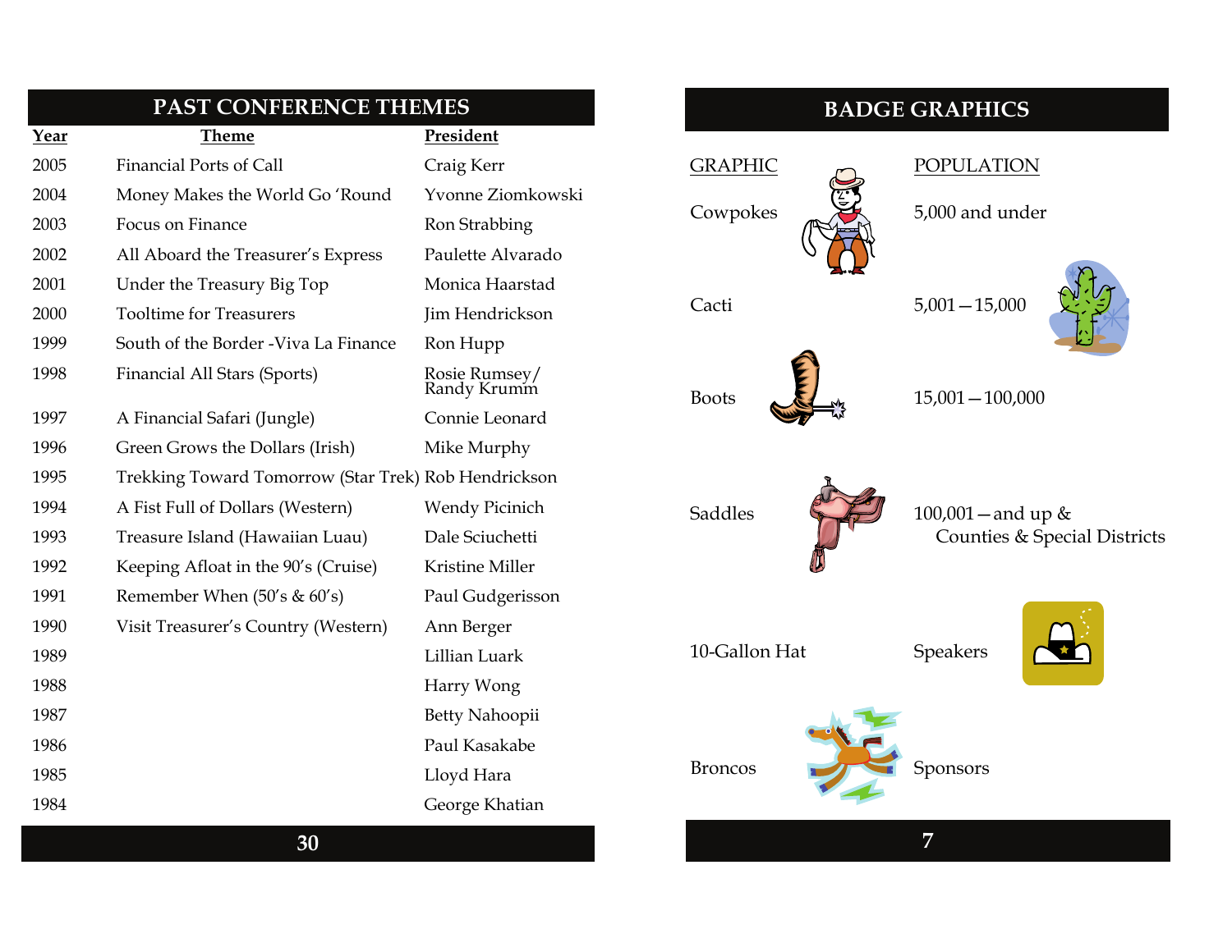## PAST CONFERENCE THEMES

| Year | Theme | President |
|---|---|---|
| 2005 | Financial Ports of Call | Craig Kerr |
| 2004 | Money Makes the World Go 'Round | Yvonne Ziomkowski |
| 2003 | Focus on Finance | Ron Strabbing |
| 2002 | All Aboard the Treasurer's Express | Paulette Alvarado |
| 2001 | Under the Treasury Big Top | Monica Haarstad |
| 2000 | Tooltime for Treasurers | Jim Hendrickson |
| 1999 | South of the Border -Viva La Finance | Ron Hupp |
| 1998 | Financial All Stars (Sports) | Rosie Rumsey/ Randy Krumm |
| 1997 | A Financial Safari (Jungle) | Connie Leonard |
| 1996 | Green Grows the Dollars (Irish) | Mike Murphy |
| 1995 | Trekking Toward Tomorrow (Star Trek) | Rob Hendrickson |
| 1994 | A Fist Full of Dollars (Western) | Wendy Picinich |
| 1993 | Treasure Island (Hawaiian Luau) | Dale Sciuchetti |
| 1992 | Keeping Afloat in the 90's (Cruise) | Kristine Miller |
| 1991 | Remember When (50's & 60's) | Paul Gudgerisson |
| 1990 | Visit Treasurer's Country (Western) | Ann Berger |
| 1989 | | Lillian Luark |
| 1988 | | Harry Wong |
| 1987 | | Betty Nahoopii |
| 1986 | | Paul Kasakabe |
| 1985 | | Lloyd Hara |
| 1984 | | George Khatian |

## BADGE GRAPHICS

| GRAPHIC | POPULATION |
|---|---|
| Cowpokes | 5,000 and under |
| Cacti | 5,001—15,000 |
| Boots | 15,001—100,000 |
| Saddles | 100,001—and up & Counties & Special Districts |
| 10-Gallon Hat | Speakers |
| Broncos | Sponsors |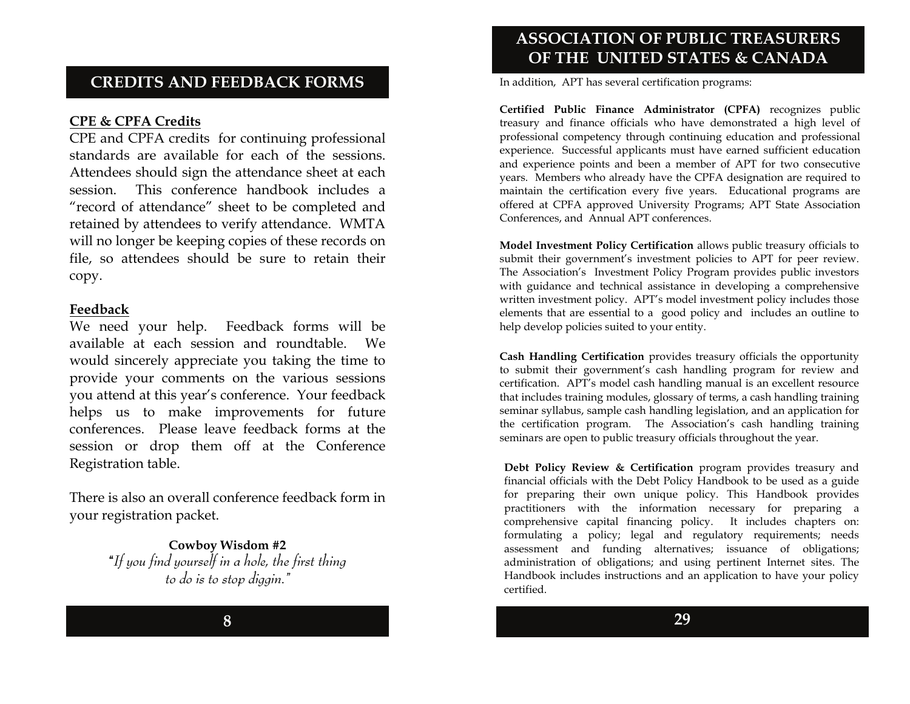## CREDITS AND FEEDBACK FORMS

**CPE & CPFA Credits**

CPE and CPFA credits for continuing professional standards are available for each of the sessions. Attendees should sign the attendance sheet at each session. This conference handbook includes a "record of attendance" sheet to be completed and retained by attendees to verify attendance. WMTA will no longer be keeping copies of these records on file, so attendees should be sure to retain their copy.

**Feedback**

We need your help. Feedback forms will be available at each session and roundtable. We would sincerely appreciate you taking the time to provide your comments on the various sessions you attend at this year's conference. Your feedback helps us to make improvements for future conferences. Please leave feedback forms at the session or drop them off at the Conference Registration table.

There is also an overall conference feedback form in your registration packet.

**Cowboy Wisdom #2**

*"If you find yourself in a hole, the first thing to do is to stop diggin."*

## ASSOCIATION OF PUBLIC TREASURERS OF THE UNITED STATES & CANADA

In addition, APT has several certification programs:

**Certified Public Finance Administrator (CPFA)** recognizes public treasury and finance officials who have demonstrated a high level of professional competency through continuing education and professional experience. Successful applicants must have earned sufficient education and experience points and been a member of APT for two consecutive years. Members who already have the CPFA designation are required to maintain the certification every five years. Educational programs are offered at CPFA approved University Programs; APT State Association Conferences, and Annual APT conferences.

**Model Investment Policy Certification** allows public treasury officials to submit their government's investment policies to APT for peer review. The Association's Investment Policy Program provides public investors with guidance and technical assistance in developing a comprehensive written investment policy. APT's model investment policy includes those elements that are essential to a good policy and includes an outline to help develop policies suited to your entity.

**Cash Handling Certification** provides treasury officials the opportunity to submit their government's cash handling program for review and certification. APT's model cash handling manual is an excellent resource that includes training modules, glossary of terms, a cash handling training seminar syllabus, sample cash handling legislation, and an application for the certification program. The Association's cash handling training seminars are open to public treasury officials throughout the year.

**Debt Policy Review & Certification** program provides treasury and financial officials with the Debt Policy Handbook to be used as a guide for preparing their own unique policy. This Handbook provides practitioners with the information necessary for preparing a comprehensive capital financing policy. It includes chapters on: formulating a policy; legal and regulatory requirements; needs assessment and funding alternatives; issuance of obligations; administration of obligations; and using pertinent Internet sites. The Handbook includes instructions and an application to have your policy certified.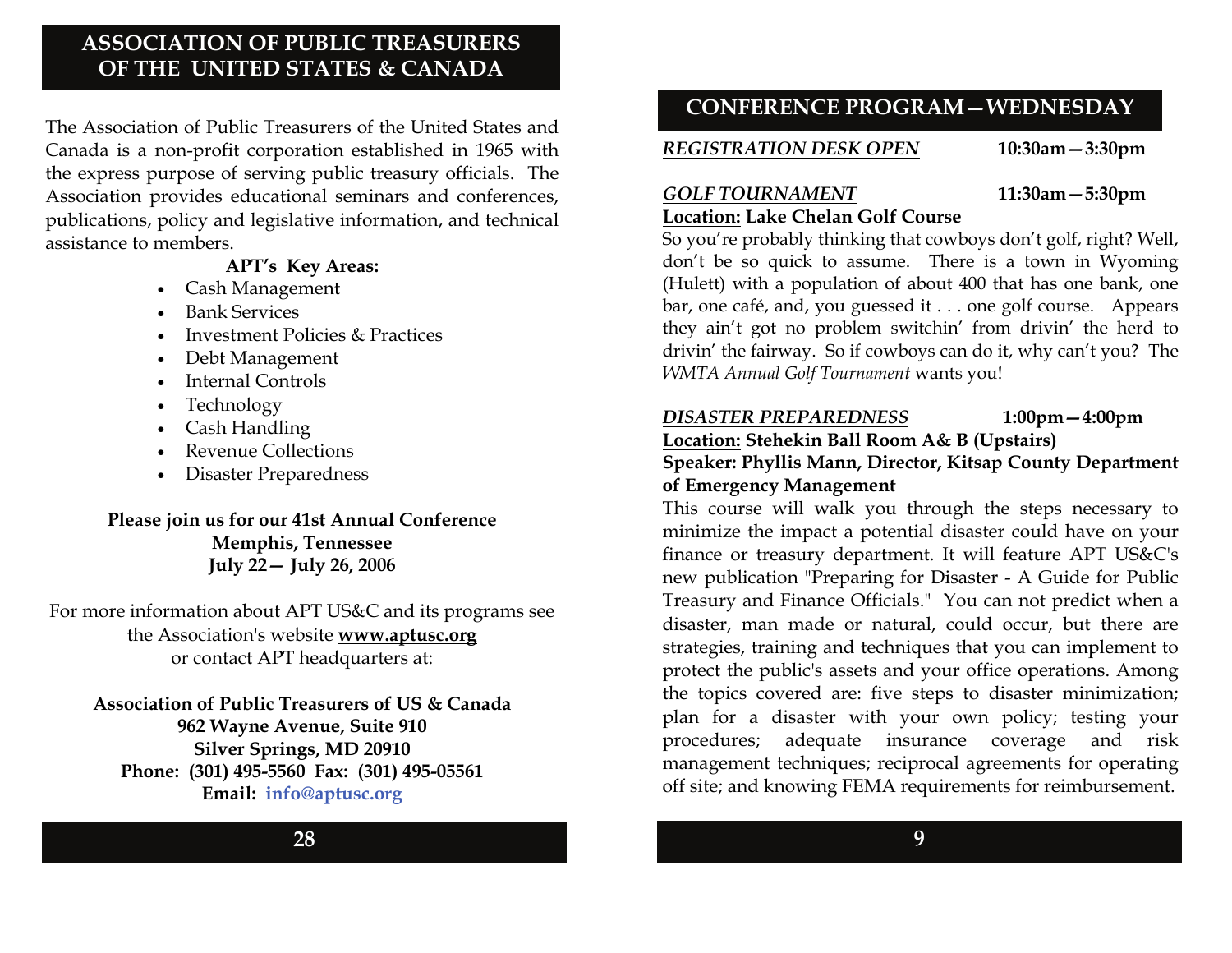## ASSOCIATION OF PUBLIC TREASURERS OF THE UNITED STATES & CANADA

The Association of Public Treasurers of the United States and Canada is a non-profit corporation established in 1965 with the express purpose of serving public treasury officials. The Association provides educational seminars and conferences, publications, policy and legislative information, and technical assistance to members.

**APT's Key Areas:**

- Cash Management
- Bank Services
- Investment Policies & Practices
- Debt Management
- Internal Controls
- Technology
- Cash Handling
- Revenue Collections
- Disaster Preparedness

**Please join us for our 41st Annual Conference**
**Memphis, Tennessee**
**July 22— July 26, 2006**

For more information about APT US&C and its programs see the Association's website **www.aptusc.org** or contact APT headquarters at:

**Association of Public Treasurers of US & Canada**
**962 Wayne Avenue, Suite 910**
**Silver Springs, MD 20910**
**Phone: (301) 495-5560 Fax: (301) 495-05561**
**Email: info@aptusc.org**

## CONFERENCE PROGRAM—WEDNESDAY

*REGISTRATION DESK OPEN* **10:30am—3:30pm**

*GOLF TOURNAMENT* **11:30am—5:30pm**
**Location: Lake Chelan Golf Course**
So you're probably thinking that cowboys don't golf, right? Well, don't be so quick to assume. There is a town in Wyoming (Hulett) with a population of about 400 that has one bank, one bar, one café, and, you guessed it . . . one golf course. Appears they ain't got no problem switchin' from drivin' the herd to drivin' the fairway. So if cowboys can do it, why can't you? The *WMTA Annual Golf Tournament* wants you!

*DISASTER PREPAREDNESS* **1:00pm—4:00pm**
**Location: Stehekin Ball Room A& B (Upstairs)**
**Speaker: Phyllis Mann, Director, Kitsap County Department of Emergency Management**
This course will walk you through the steps necessary to minimize the impact a potential disaster could have on your finance or treasury department. It will feature APT US&C's new publication "Preparing for Disaster - A Guide for Public Treasury and Finance Officials." You can not predict when a disaster, man made or natural, could occur, but there are strategies, training and techniques that you can implement to protect the public's assets and your office operations. Among the topics covered are: five steps to disaster minimization; plan for a disaster with your own policy; testing your procedures; adequate insurance coverage and risk management techniques; reciprocal agreements for operating off site; and knowing FEMA requirements for reimbursement.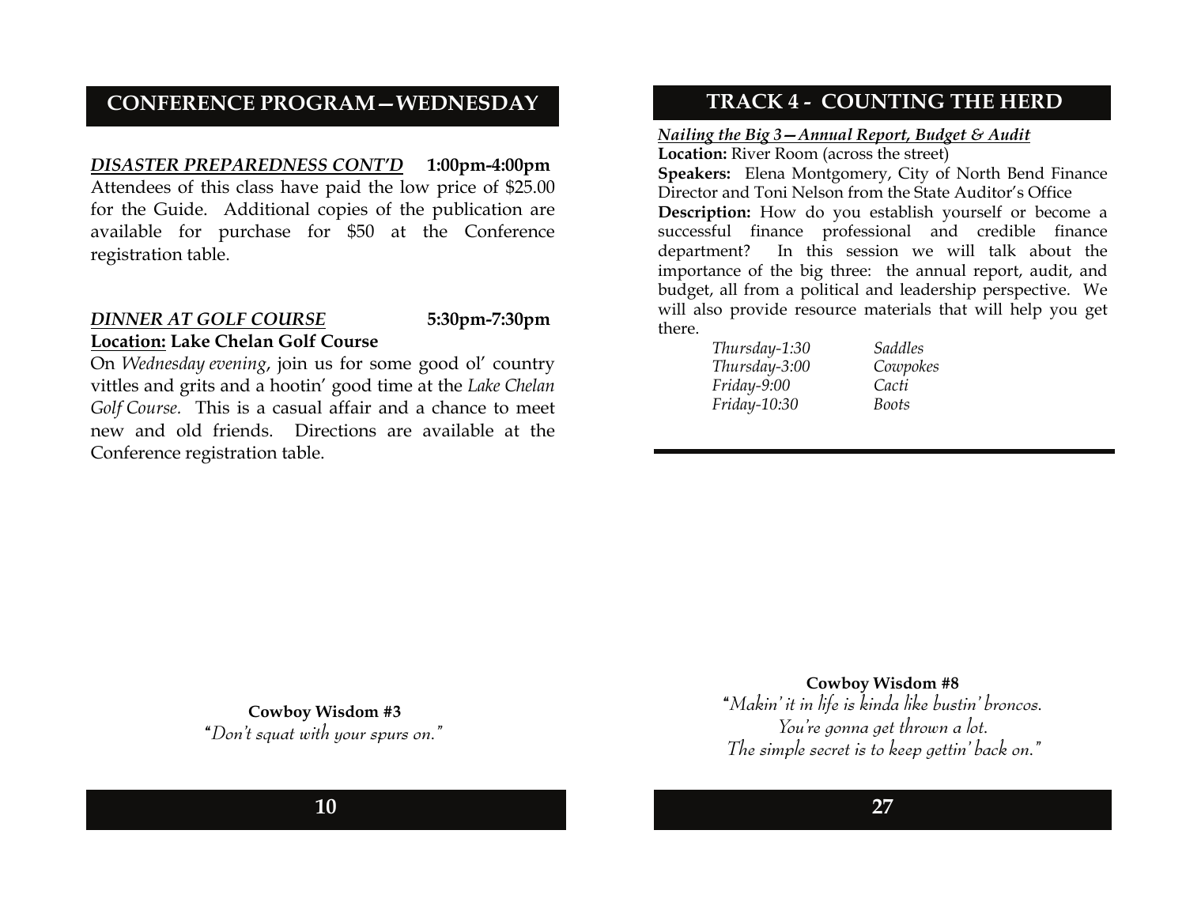## CONFERENCE PROGRAM—WEDNESDAY

***DISASTER PREPAREDNESS CONT'D*** **1:00pm-4:00pm**

Attendees of this class have paid the low price of $25.00 for the Guide. Additional copies of the publication are available for purchase for $50 at the Conference registration table.

***DINNER AT GOLF COURSE*** **5:30pm-7:30pm**

**Location: Lake Chelan Golf Course**

On *Wednesday evening*, join us for some good ol' country vittles and grits and a hootin' good time at the *Lake Chelan Golf Course*. This is a casual affair and a chance to meet new and old friends. Directions are available at the Conference registration table.

**Cowboy Wisdom #3**

*"Don't squat with your spurs on."*

## TRACK 4 - COUNTING THE HERD

***Nailing the Big 3—Annual Report, Budget & Audit***

**Location:** River Room (across the street)

**Speakers:** Elena Montgomery, City of North Bend Finance Director and Toni Nelson from the State Auditor's Office

**Description:** How do you establish yourself or become a successful finance professional and credible finance department? In this session we will talk about the importance of the big three: the annual report, audit, and budget, all from a political and leadership perspective. We will also provide resource materials that will help you get there.

| | |
|---|---|
| *Thursday-1:30* | *Saddles* |
| *Thursday-3:00* | *Cowpokes* |
| *Friday-9:00* | *Cacti* |
| *Friday-10:30* | *Boots* |

**Cowboy Wisdom #8**

*"Makin' it in life is kinda like bustin' broncos.*
*You're gonna get thrown a lot.*
*The simple secret is to keep gettin' back on."*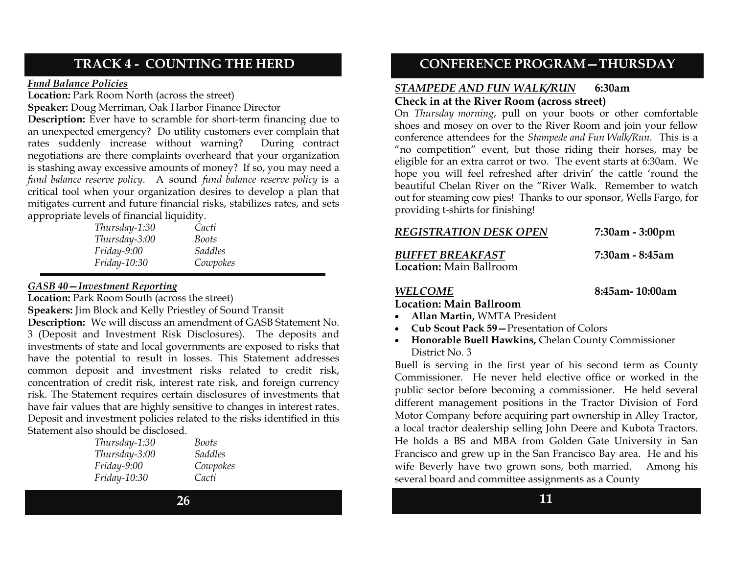# TRACK 4 - COUNTING THE HERD

***Fund Balance Policies***

**Location:** Park Room North (across the street)

**Speaker:** Doug Merriman, Oak Harbor Finance Director

**Description:** Ever have to scramble for short-term financing due to an unexpected emergency? Do utility customers ever complain that rates suddenly increase without warning? During contract negotiations are there complaints overheard that your organization is stashing away excessive amounts of money? If so, you may need a *fund balance reserve policy*. A sound *fund balance reserve policy* is a critical tool when your organization desires to develop a plan that mitigates current and future financial risks, stabilizes rates, and sets appropriate levels of financial liquidity.

| | |
|---|---|
| *Thursday-1:30* | *Cacti* |
| *Thursday-3:00* | *Boots* |
| *Friday-9:00* | *Saddles* |
| *Friday-10:30* | *Cowpokes* |

***GASB 40—Investment Reporting***

**Location:** Park Room South (across the street)

**Speakers:** Jim Block and Kelly Priestley of Sound Transit

**Description:** We will discuss an amendment of GASB Statement No. 3 (Deposit and Investment Risk Disclosures). The deposits and investments of state and local governments are exposed to risks that have the potential to result in losses. This Statement addresses common deposit and investment risks related to credit risk, concentration of credit risk, interest rate risk, and foreign currency risk. The Statement requires certain disclosures of investments that have fair values that are highly sensitive to changes in interest rates. Deposit and investment policies related to the risks identified in this Statement also should be disclosed.

| | |
|---|---|
| *Thursday-1:30* | *Boots* |
| *Thursday-3:00* | *Saddles* |
| *Friday-9:00* | *Cowpokes* |
| *Friday-10:30* | *Cacti* |

# CONFERENCE PROGRAM—THURSDAY

***STAMPEDE AND FUN WALK/RUN*** **6:30am**

**Check in at the River Room (across street)**

On *Thursday morning*, pull on your boots or other comfortable shoes and mosey on over to the River Room and join your fellow conference attendees for the *Stampede and Fun Walk/Run*. This is a "no competition" event, but those riding their horses, may be eligible for an extra carrot or two. The event starts at 6:30am. We hope you will feel refreshed after drivin' the cattle 'round the beautiful Chelan River on the "River Walk. Remember to watch out for steaming cow pies! Thanks to our sponsor, Wells Fargo, for providing t-shirts for finishing!

***REGISTRATION DESK OPEN*** **7:30am - 3:00pm**

***BUFFET BREAKFAST*** **7:30am - 8:45am**

**Location:** Main Ballroom

***WELCOME*** **8:45am- 10:00am**

**Location: Main Ballroom**

- **Allan Martin,** WMTA President
- **Cub Scout Pack 59—**Presentation of Colors
- **Honorable Buell Hawkins,** Chelan County Commissioner District No. 3

Buell is serving in the first year of his second term as County Commissioner. He never held elective office or worked in the public sector before becoming a commissioner. He held several different management positions in the Tractor Division of Ford Motor Company before acquiring part ownership in Alley Tractor, a local tractor dealership selling John Deere and Kubota Tractors. He holds a BS and MBA from Golden Gate University in San Francisco and grew up in the San Francisco Bay area. He and his wife Beverly have two grown sons, both married. Among his several board and committee assignments as a County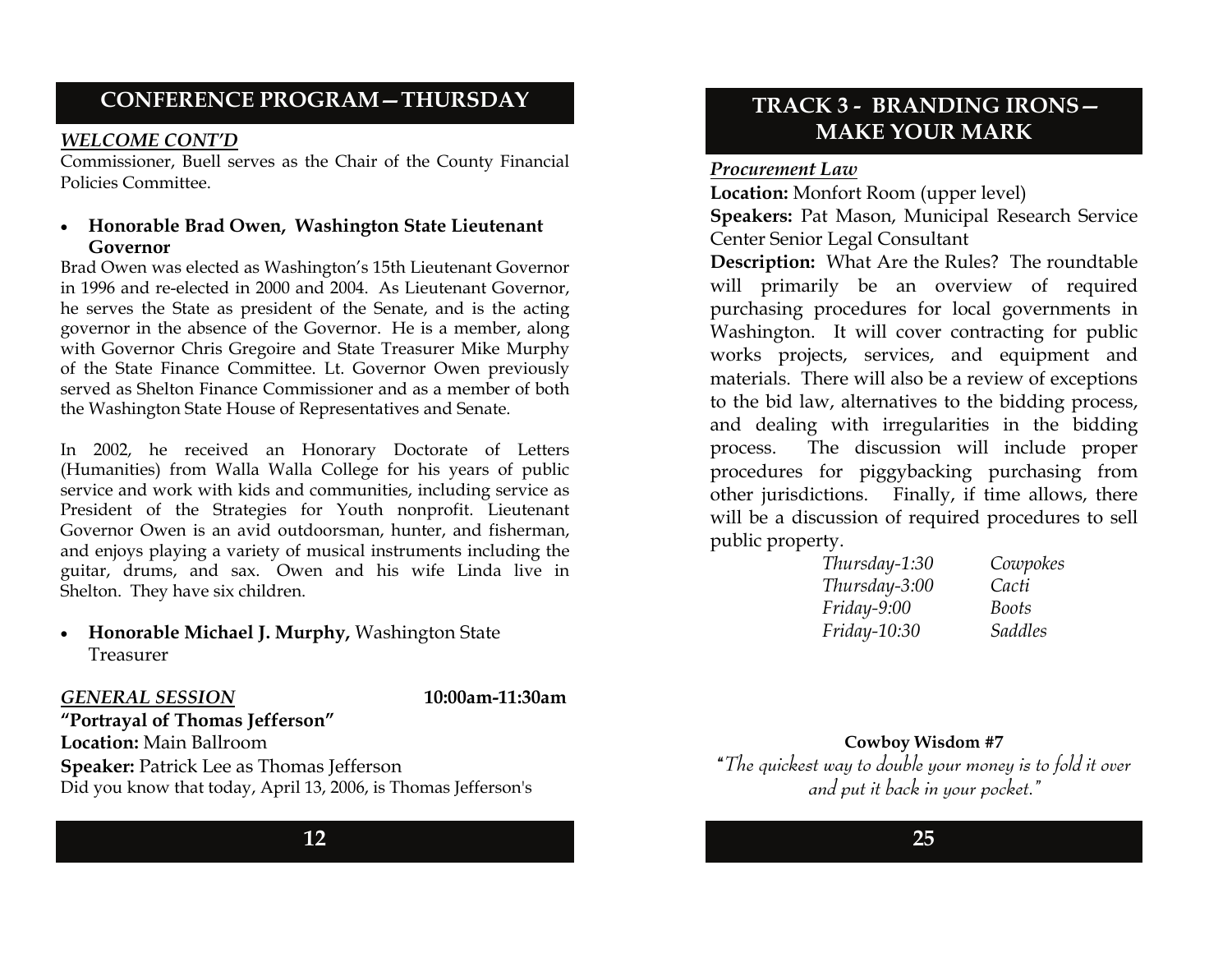## CONFERENCE PROGRAM—THURSDAY

*WELCOME CONT'D*

Commissioner, Buell serves as the Chair of the County Financial Policies Committee.

- **Honorable Brad Owen, Washington State Lieutenant Governor**

Brad Owen was elected as Washington's 15th Lieutenant Governor in 1996 and re-elected in 2000 and 2004. As Lieutenant Governor, he serves the State as president of the Senate, and is the acting governor in the absence of the Governor. He is a member, along with Governor Chris Gregoire and State Treasurer Mike Murphy of the State Finance Committee. Lt. Governor Owen previously served as Shelton Finance Commissioner and as a member of both the Washington State House of Representatives and Senate.

In 2002, he received an Honorary Doctorate of Letters (Humanities) from Walla Walla College for his years of public service and work with kids and communities, including service as President of the Strategies for Youth nonprofit. Lieutenant Governor Owen is an avid outdoorsman, hunter, and fisherman, and enjoys playing a variety of musical instruments including the guitar, drums, and sax. Owen and his wife Linda live in Shelton. They have six children.

- **Honorable Michael J. Murphy,** Washington State Treasurer

*GENERAL SESSION* **10:00am-11:30am**

**"Portrayal of Thomas Jefferson"**

**Location:** Main Ballroom

**Speaker:** Patrick Lee as Thomas Jefferson

Did you know that today, April 13, 2006, is Thomas Jefferson's

## TRACK 3 - BRANDING IRONS— MAKE YOUR MARK

*Procurement Law*

**Location:** Monfort Room (upper level)

**Speakers:** Pat Mason, Municipal Research Service Center Senior Legal Consultant

**Description:** What Are the Rules? The roundtable will primarily be an overview of required purchasing procedures for local governments in Washington. It will cover contracting for public works projects, services, and equipment and materials. There will also be a review of exceptions to the bid law, alternatives to the bidding process, and dealing with irregularities in the bidding process. The discussion will include proper procedures for piggybacking purchasing from other jurisdictions. Finally, if time allows, there will be a discussion of required procedures to sell public property.

| | |
|---|---|
| *Thursday-1:30* | *Cowpokes* |
| *Thursday-3:00* | *Cacti* |
| *Friday-9:00* | *Boots* |
| *Friday-10:30* | *Saddles* |

**Cowboy Wisdom #7**

*"The quickest way to double your money is to fold it over and put it back in your pocket."*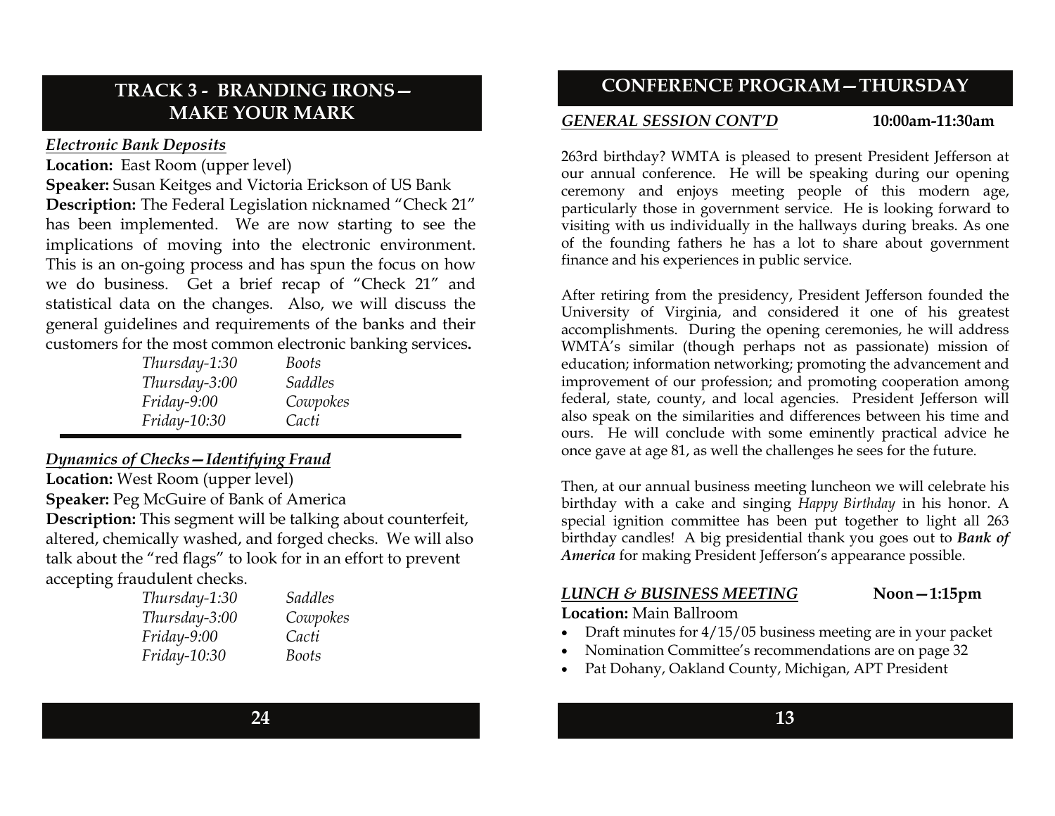## TRACK 3 - BRANDING IRONS—MAKE YOUR MARK

***Electronic Bank Deposits***

**Location:** East Room (upper level)

**Speaker:** Susan Keitges and Victoria Erickson of US Bank

**Description:** The Federal Legislation nicknamed "Check 21" has been implemented. We are now starting to see the implications of moving into the electronic environment. This is an on-going process and has spun the focus on how we do business. Get a brief recap of "Check 21" and statistical data on the changes. Also, we will discuss the general guidelines and requirements of the banks and their customers for the most common electronic banking services**.**

| | |
|---|---|
| *Thursday-1:30* | *Boots* |
| *Thursday-3:00* | *Saddles* |
| *Friday-9:00* | *Cowpokes* |
| *Friday-10:30* | *Cacti* |

***Dynamics of Checks—Identifying Fraud***

**Location:** West Room (upper level)

**Speaker:** Peg McGuire of Bank of America

**Description:** This segment will be talking about counterfeit, altered, chemically washed, and forged checks. We will also talk about the "red flags" to look for in an effort to prevent accepting fraudulent checks.

| | |
|---|---|
| *Thursday-1:30* | *Saddles* |
| *Thursday-3:00* | *Cowpokes* |
| *Friday-9:00* | *Cacti* |
| *Friday-10:30* | *Boots* |

## CONFERENCE PROGRAM—THURSDAY

***GENERAL SESSION CONT'D*** **10:00am-11:30am**

263rd birthday? WMTA is pleased to present President Jefferson at our annual conference. He will be speaking during our opening ceremony and enjoys meeting people of this modern age, particularly those in government service. He is looking forward to visiting with us individually in the hallways during breaks. As one of the founding fathers he has a lot to share about government finance and his experiences in public service.

After retiring from the presidency, President Jefferson founded the University of Virginia, and considered it one of his greatest accomplishments. During the opening ceremonies, he will address WMTA's similar (though perhaps not as passionate) mission of education; information networking; promoting the advancement and improvement of our profession; and promoting cooperation among federal, state, county, and local agencies. President Jefferson will also speak on the similarities and differences between his time and ours. He will conclude with some eminently practical advice he once gave at age 81, as well the challenges he sees for the future.

Then, at our annual business meeting luncheon we will celebrate his birthday with a cake and singing *Happy Birthday* in his honor. A special ignition committee has been put together to light all 263 birthday candles! A big presidential thank you goes out to ***Bank of America*** for making President Jefferson's appearance possible.

***LUNCH & BUSINESS MEETING*** **Noon—1:15pm**

**Location:** Main Ballroom

- Draft minutes for 4/15/05 business meeting are in your packet
- Nomination Committee's recommendations are on page 32
- Pat Dohany, Oakland County, Michigan, APT President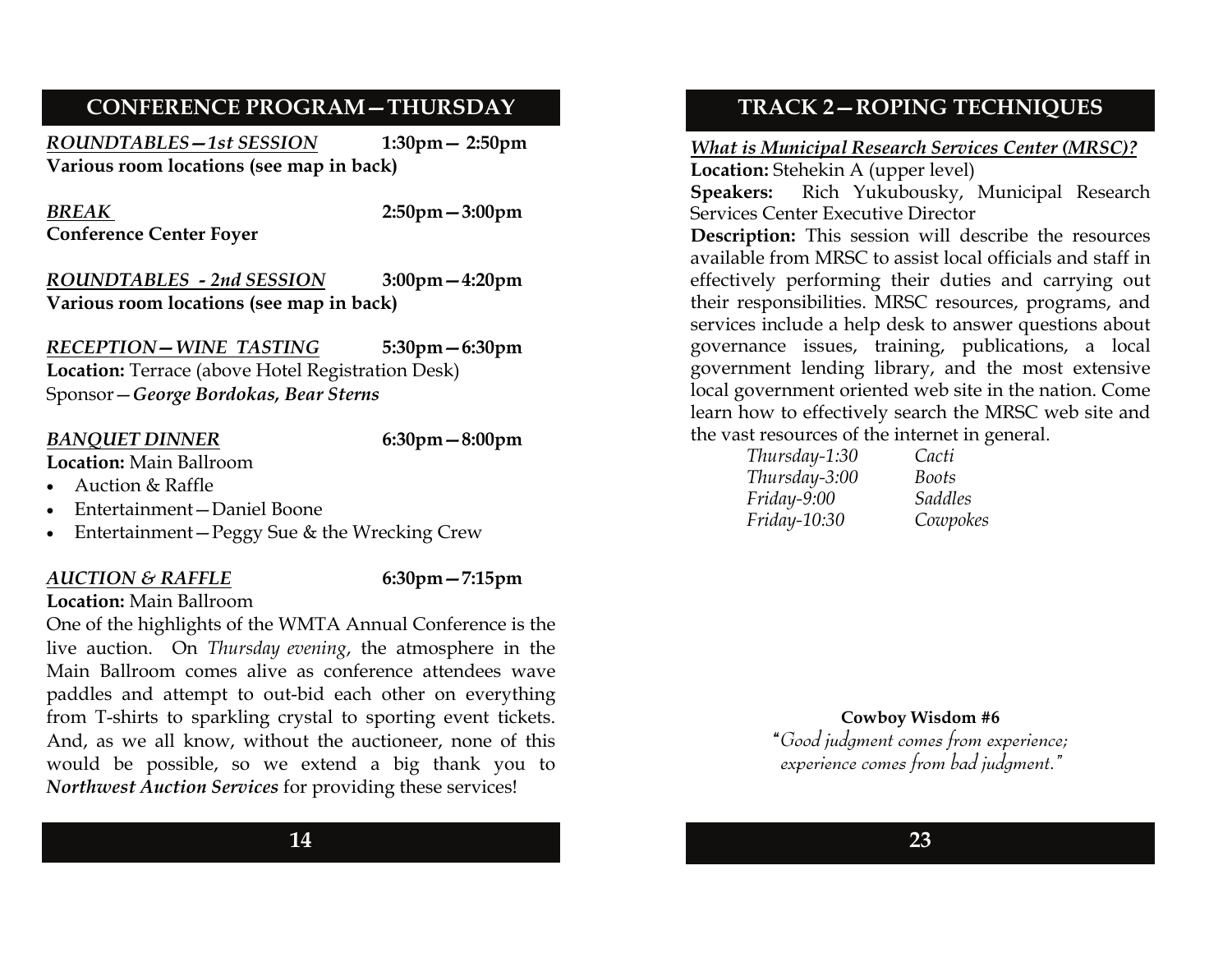## CONFERENCE PROGRAM—THURSDAY

***ROUNDTABLES—1st SESSION*** **1:30pm— 2:50pm**
**Various room locations (see map in back)**

***BREAK*** **2:50pm—3:00pm**
**Conference Center Foyer**

***ROUNDTABLES - 2nd SESSION*** **3:00pm—4:20pm**
**Various room locations (see map in back)**

***RECEPTION—WINE TASTING*** **5:30pm—6:30pm**
**Location:** Terrace (above Hotel Registration Desk)
Sponsor—***George Bordokas, Bear Sterns***

***BANQUET DINNER*** **6:30pm—8:00pm**
**Location:** Main Ballroom

- Auction & Raffle
- Entertainment—Daniel Boone
- Entertainment—Peggy Sue & the Wrecking Crew

***AUCTION & RAFFLE*** **6:30pm—7:15pm**
**Location:** Main Ballroom
One of the highlights of the WMTA Annual Conference is the live auction. On *Thursday evening*, the atmosphere in the Main Ballroom comes alive as conference attendees wave paddles and attempt to out-bid each other on everything from T-shirts to sparkling crystal to sporting event tickets. And, as we all know, without the auctioneer, none of this would be possible, so we extend a big thank you to ***Northwest Auction Services*** for providing these services!

## TRACK 2—ROPING TECHNIQUES

***What is Municipal Research Services Center (MRSC)?***
**Location:** Stehekin A (upper level)
**Speakers:** Rich Yukubousky, Municipal Research Services Center Executive Director
**Description:** This session will describe the resources available from MRSC to assist local officials and staff in effectively performing their duties and carrying out their responsibilities. MRSC resources, programs, and services include a help desk to answer questions about governance issues, training, publications, a local government lending library, and the most extensive local government oriented web site in the nation. Come learn how to effectively search the MRSC web site and the vast resources of the internet in general.

| | |
|---|---|
| *Thursday-1:30* | *Cacti* |
| *Thursday-3:00* | *Boots* |
| *Friday-9:00* | *Saddles* |
| *Friday-10:30* | *Cowpokes* |

**Cowboy Wisdom #6**
*"Good judgment comes from experience; experience comes from bad judgment."*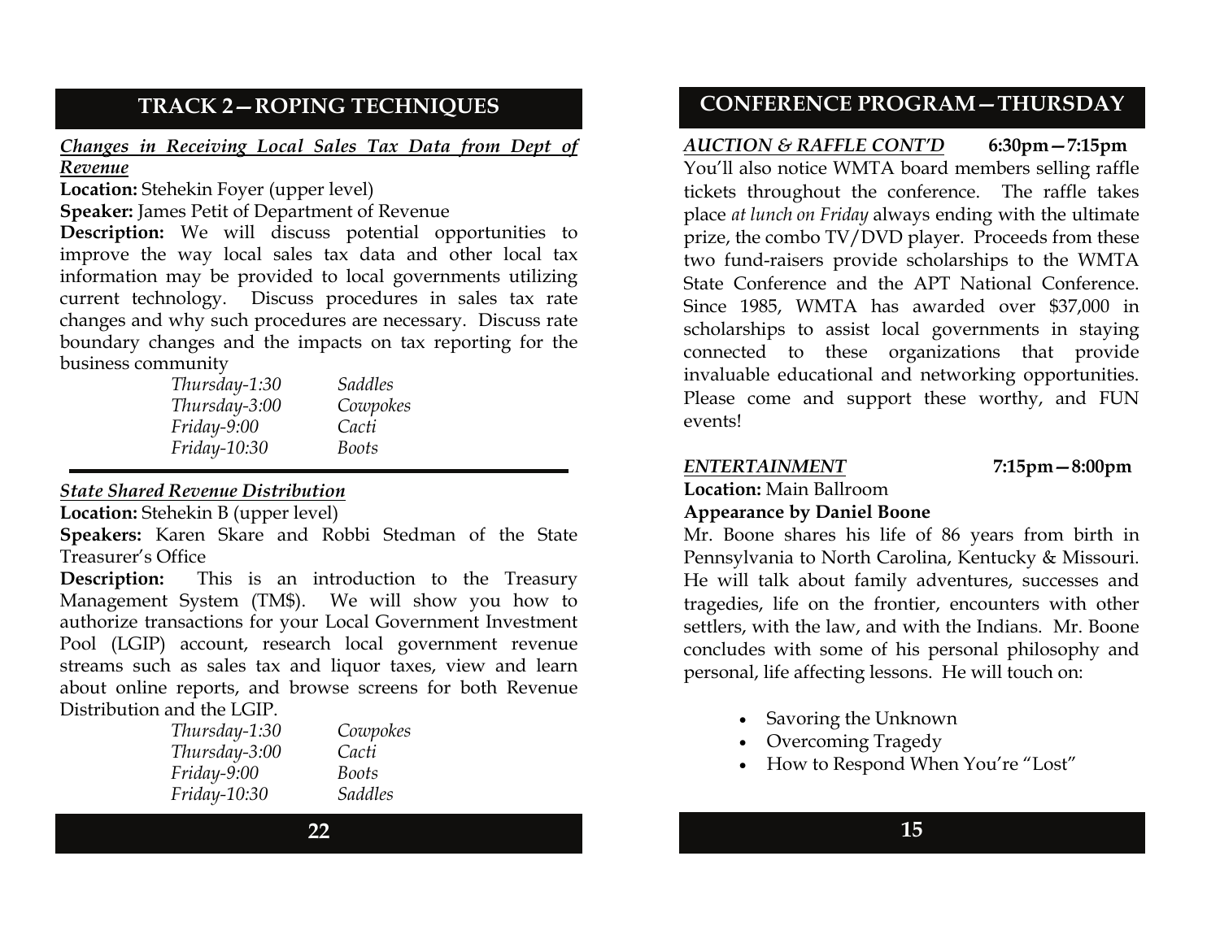## TRACK 2—ROPING TECHNIQUES

***Changes in Receiving Local Sales Tax Data from Dept of Revenue***

**Location:** Stehekin Foyer (upper level)

**Speaker:** James Petit of Department of Revenue

**Description:** We will discuss potential opportunities to improve the way local sales tax data and other local tax information may be provided to local governments utilizing current technology. Discuss procedures in sales tax rate changes and why such procedures are necessary. Discuss rate boundary changes and the impacts on tax reporting for the business community

| | |
|---|---|
| *Thursday-1:30* | *Saddles* |
| *Thursday-3:00* | *Cowpokes* |
| *Friday-9:00* | *Cacti* |
| *Friday-10:30* | *Boots* |

---

***State Shared Revenue Distribution***

**Location:** Stehekin B (upper level)

**Speakers:** Karen Skare and Robbi Stedman of the State Treasurer's Office

**Description:** This is an introduction to the Treasury Management System (TM$). We will show you how to authorize transactions for your Local Government Investment Pool (LGIP) account, research local government revenue streams such as sales tax and liquor taxes, view and learn about online reports, and browse screens for both Revenue Distribution and the LGIP.

| | |
|---|---|
| *Thursday-1:30* | *Cowpokes* |
| *Thursday-3:00* | *Cacti* |
| *Friday-9:00* | *Boots* |
| *Friday-10:30* | *Saddles* |

## CONFERENCE PROGRAM—THURSDAY

***AUCTION & RAFFLE CONT'D*** **6:30pm—7:15pm**

You'll also notice WMTA board members selling raffle tickets throughout the conference. The raffle takes place *at lunch on Friday* always ending with the ultimate prize, the combo TV/DVD player. Proceeds from these two fund-raisers provide scholarships to the WMTA State Conference and the APT National Conference. Since 1985, WMTA has awarded over $37,000 in scholarships to assist local governments in staying connected to these organizations that provide invaluable educational and networking opportunities. Please come and support these worthy, and FUN events!

***ENTERTAINMENT*** **7:15pm—8:00pm**

**Location:** Main Ballroom

**Appearance by Daniel Boone**

Mr. Boone shares his life of 86 years from birth in Pennsylvania to North Carolina, Kentucky & Missouri. He will talk about family adventures, successes and tragedies, life on the frontier, encounters with other settlers, with the law, and with the Indians. Mr. Boone concludes with some of his personal philosophy and personal, life affecting lessons. He will touch on:

- Savoring the Unknown
- Overcoming Tragedy
- How to Respond When You're "Lost"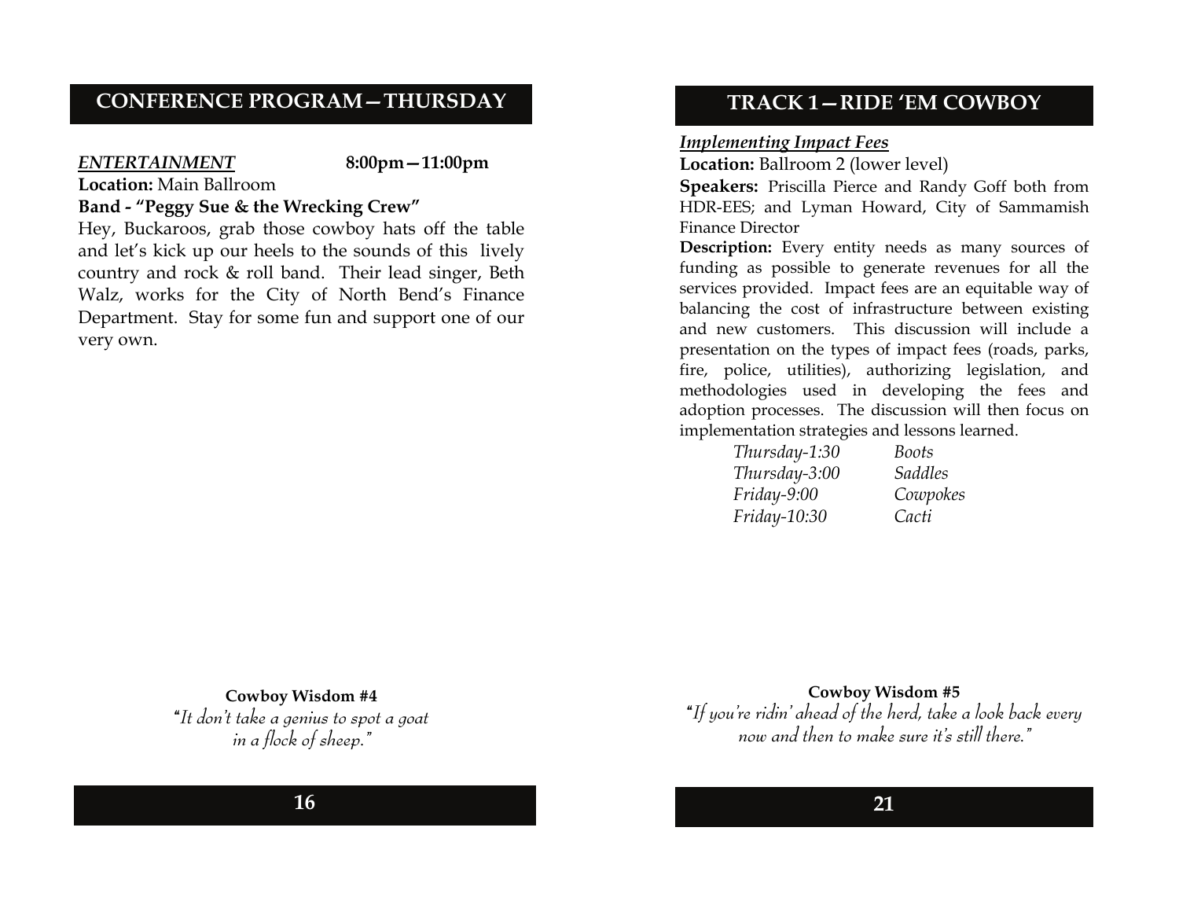## CONFERENCE PROGRAM—THURSDAY

***ENTERTAINMENT*** **8:00pm—11:00pm**

**Location:** Main Ballroom

**Band - "Peggy Sue & the Wrecking Crew"**

Hey, Buckaroos, grab those cowboy hats off the table and let's kick up our heels to the sounds of this lively country and rock & roll band. Their lead singer, Beth Walz, works for the City of North Bend's Finance Department. Stay for some fun and support one of our very own.

**Cowboy Wisdom #4**

*"It don't take a genius to spot a goat in a flock of sheep."*

## TRACK 1—RIDE 'EM COWBOY

***Implementing Impact Fees***

**Location:** Ballroom 2 (lower level)

**Speakers:** Priscilla Pierce and Randy Goff both from HDR-EES; and Lyman Howard, City of Sammamish Finance Director

**Description:** Every entity needs as many sources of funding as possible to generate revenues for all the services provided. Impact fees are an equitable way of balancing the cost of infrastructure between existing and new customers. This discussion will include a presentation on the types of impact fees (roads, parks, fire, police, utilities), authorizing legislation, and methodologies used in developing the fees and adoption processes. The discussion will then focus on implementation strategies and lessons learned.

| | |
|---|---|
| *Thursday-1:30* | *Boots* |
| *Thursday-3:00* | *Saddles* |
| *Friday-9:00* | *Cowpokes* |
| *Friday-10:30* | *Cacti* |

**Cowboy Wisdom #5**

*"If you're ridin' ahead of the herd, take a look back every now and then to make sure it's still there."*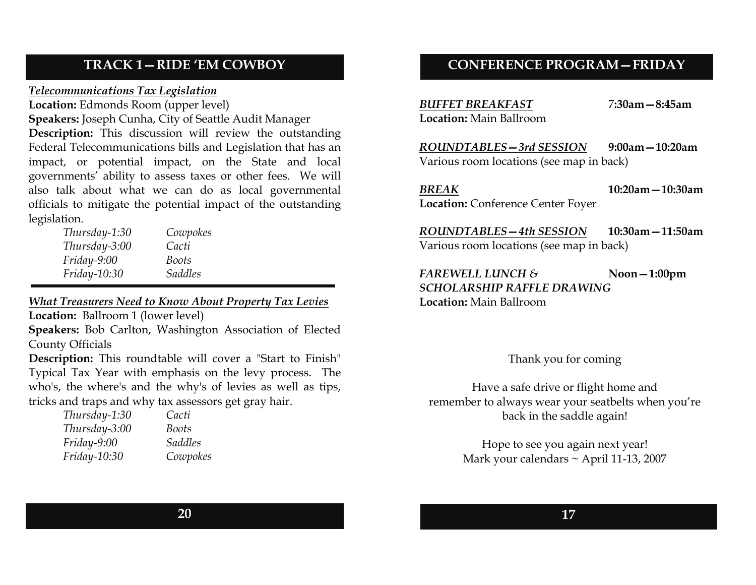## TRACK 1—RIDE 'EM COWBOY

***Telecommunications Tax Legislation***

**Location:** Edmonds Room (upper level)

**Speakers:** Joseph Cunha, City of Seattle Audit Manager

**Description:** This discussion will review the outstanding Federal Telecommunications bills and Legislation that has an impact, or potential impact, on the State and local governments' ability to assess taxes or other fees. We will also talk about what we can do as local governmental officials to mitigate the potential impact of the outstanding legislation.

| | |
|---|---|
| *Thursday-1:30* | *Cowpokes* |
| *Thursday-3:00* | *Cacti* |
| *Friday-9:00* | *Boots* |
| *Friday-10:30* | *Saddles* |

***What Treasurers Need to Know About Property Tax Levies***

**Location:** Ballroom 1 (lower level)

**Speakers:** Bob Carlton, Washington Association of Elected County Officials

**Description:** This roundtable will cover a "Start to Finish" Typical Tax Year with emphasis on the levy process. The who's, the where's and the why's of levies as well as tips, tricks and traps and why tax assessors get gray hair.

| | |
|---|---|
| *Thursday-1:30* | *Cacti* |
| *Thursday-3:00* | *Boots* |
| *Friday-9:00* | *Saddles* |
| *Friday-10:30* | *Cowpokes* |

## CONFERENCE PROGRAM—FRIDAY

***BUFFET BREAKFAST*** **7:30am—8:45am**
**Location:** Main Ballroom

***ROUNDTABLES—3rd SESSION*** **9:00am—10:20am**
Various room locations (see map in back)

***BREAK*** **10:20am—10:30am**
**Location:** Conference Center Foyer

***ROUNDTABLES—4th SESSION*** **10:30am—11:50am**
Various room locations (see map in back)

***FAREWELL LUNCH & SCHOLARSHIP RAFFLE DRAWING*** **Noon—1:00pm**
**Location:** Main Ballroom

Thank you for coming

Have a safe drive or flight home and remember to always wear your seatbelts when you're back in the saddle again!

Hope to see you again next year!
Mark your calendars ~ April 11-13, 2007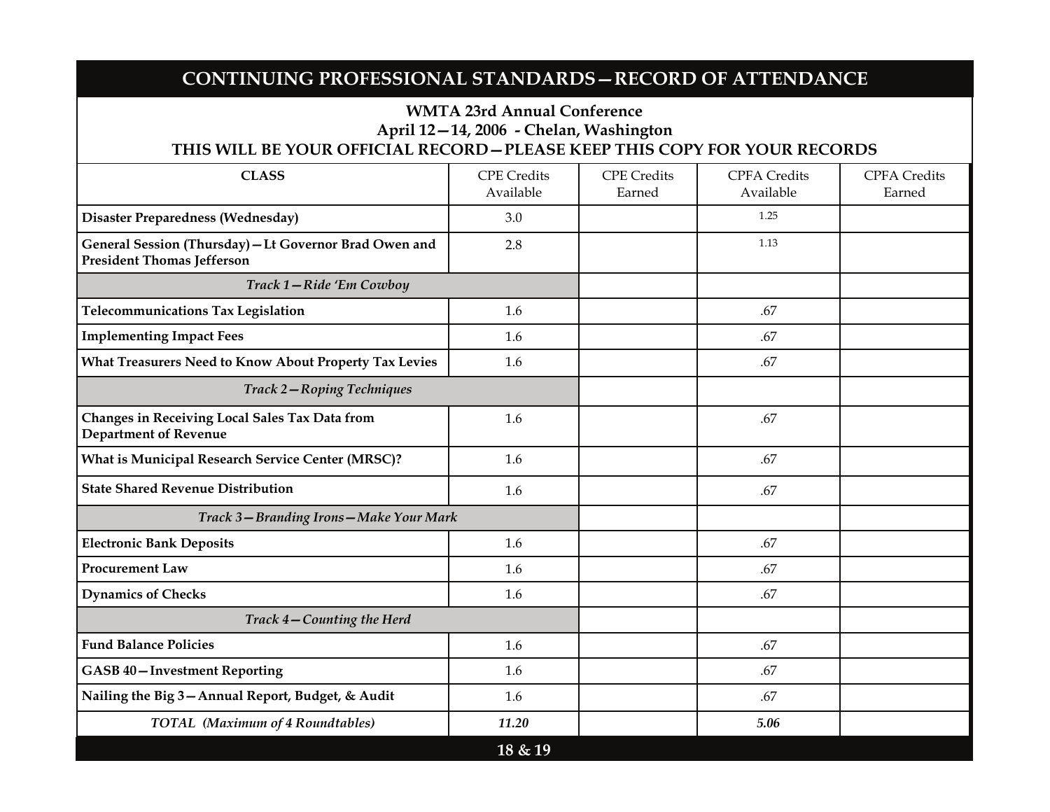# CONTINUING PROFESSIONAL STANDARDS—RECORD OF ATTENDANCE

**WMTA 23rd Annual Conference**
**April 12—14, 2006 - Chelan, Washington**
**THIS WILL BE YOUR OFFICIAL RECORD—PLEASE KEEP THIS COPY FOR YOUR RECORDS**

| CLASS | CPE Credits Available | CPE Credits Earned | CPFA Credits Available | CPFA Credits Earned |
|---|---|---|---|---|
| **Disaster Preparedness (Wednesday)** | 3.0 | | 1.25 | |
| **General Session (Thursday)—Lt Governor Brad Owen and President Thomas Jefferson** | 2.8 | | 1.13 | |
| ***Track 1—Ride 'Em Cowboy*** | | | | |
| **Telecommunications Tax Legislation** | 1.6 | | .67 | |
| **Implementing Impact Fees** | 1.6 | | .67 | |
| **What Treasurers Need to Know About Property Tax Levies** | 1.6 | | .67 | |
| ***Track 2—Roping Techniques*** | | | | |
| **Changes in Receiving Local Sales Tax Data from Department of Revenue** | 1.6 | | .67 | |
| **What is Municipal Research Service Center (MRSC)?** | 1.6 | | .67 | |
| **State Shared Revenue Distribution** | 1.6 | | .67 | |
| ***Track 3—Branding Irons—Make Your Mark*** | | | | |
| **Electronic Bank Deposits** | 1.6 | | .67 | |
| **Procurement Law** | 1.6 | | .67 | |
| **Dynamics of Checks** | 1.6 | | .67 | |
| ***Track 4—Counting the Herd*** | | | | |
| **Fund Balance Policies** | 1.6 | | .67 | |
| **GASB 40—Investment Reporting** | 1.6 | | .67 | |
| **Nailing the Big 3—Annual Report, Budget, & Audit** | 1.6 | | .67 | |
| ***TOTAL (Maximum of 4 Roundtables)*** | ***11.20*** | | ***5.06*** | |